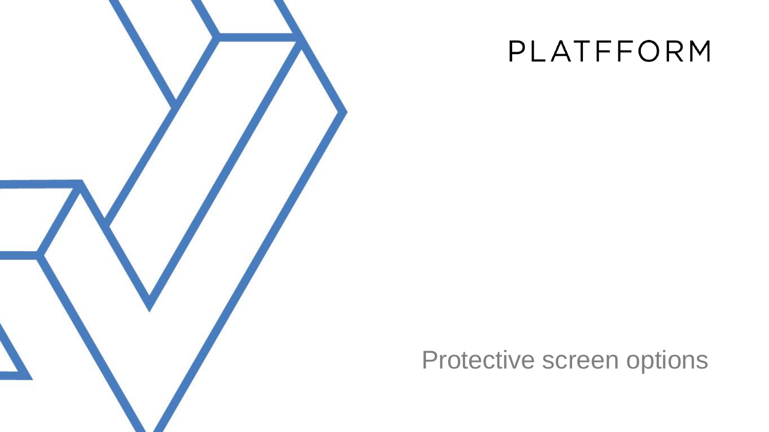PLATFFORM

# Protective screen options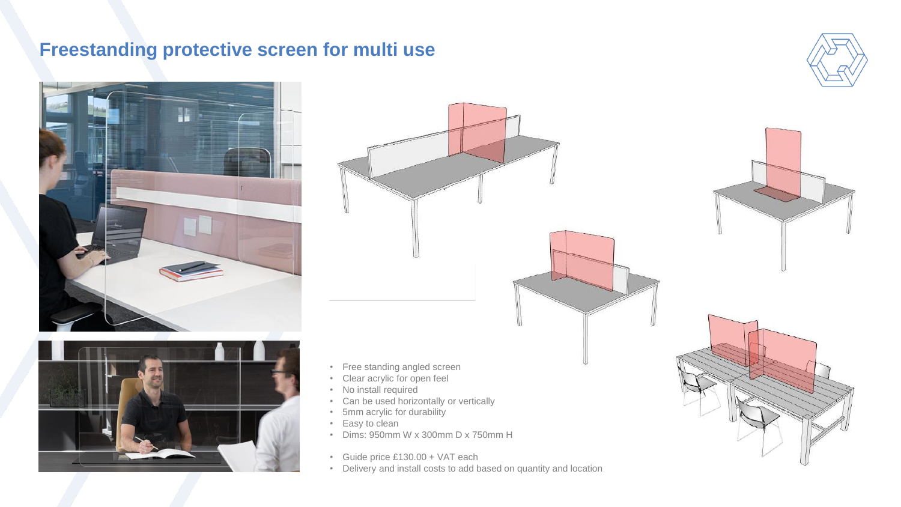## Freestanding protective screen for multi use

- Free standing angled screen
- Clear acrylic for open feel
- No install required
- Can be used horizontally or vertically
- 5mm acrylic for durability
- Easy to clean
- Dims: 950mm W x 300mm D x 750mm H

- Guide price £130.00 + VAT each
- Delivery and install costs to add based on quantity and location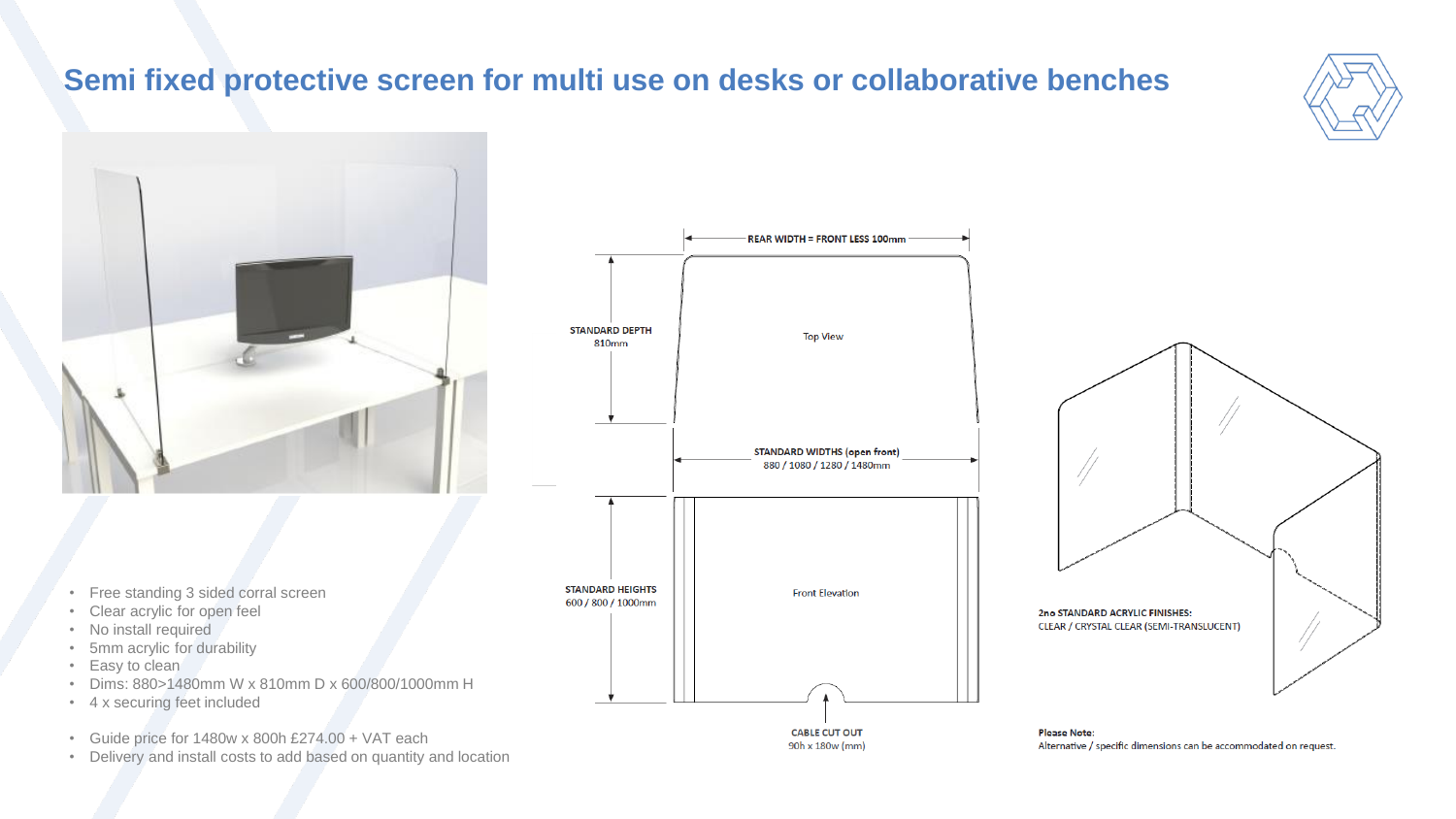# Semi fixed protective screen for multi use on desks or collaborative benches

- Free standing 3 sided corral screen
- Clear acrylic for open feel
- No install required
- 5mm acrylic for durability
- Easy to clean
- Dims: 880>1480mm W x 810mm D x 600/800/1000mm H
- 4 x securing feet included

- Guide price for 1480w x 800h £274.00 + VAT each
- Delivery and install costs to add based on quantity and location

REAR WIDTH = FRONT LESS 100mm

STANDARD DEPTH
810mm

Top View

STANDARD WIDTHS (open front)
880 / 1080 / 1280 / 1480mm

STANDARD HEIGHTS
600 / 800 / 1000mm

Front Elevation

CABLE CUT OUT
90h x 180w (mm)

2no STANDARD ACRYLIC FINISHES:
CLEAR / CRYSTAL CLEAR (SEMI-TRANSLUCENT)

**Please Note:**
Alternative / specific dimensions can be accommodated on request.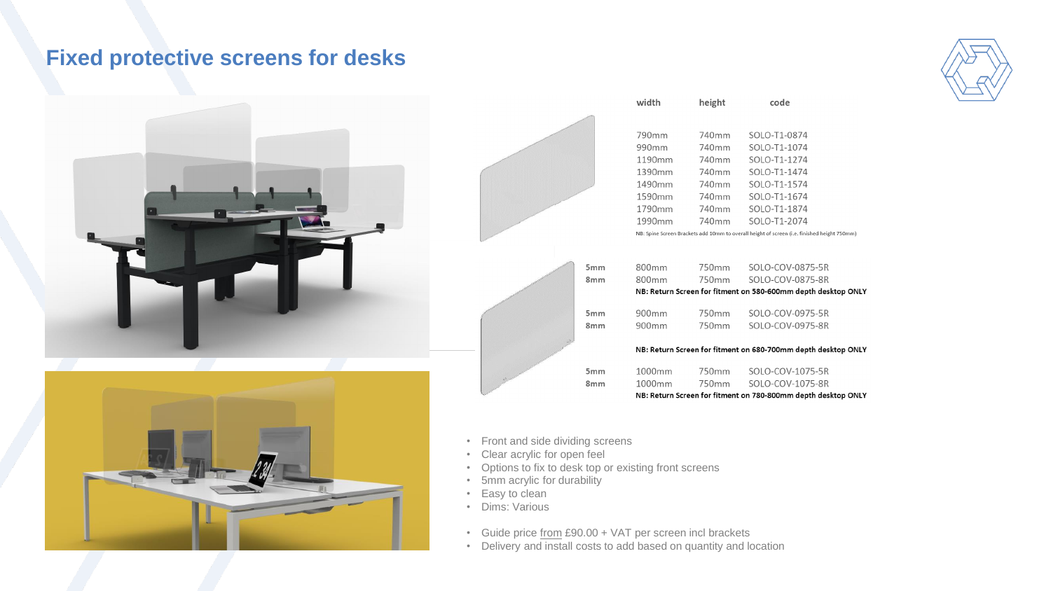# Fixed protective screens for desks

| | width | height | code |
|---|---|---|---|
| | 790mm | 740mm | SOLO-T1-0874 |
| | 990mm | 740mm | SOLO-T1-1074 |
| | 1190mm | 740mm | SOLO-T1-1274 |
| | 1390mm | 740mm | SOLO-T1-1474 |
| | 1490mm | 740mm | SOLO-T1-1574 |
| | 1590mm | 740mm | SOLO-T1-1674 |
| | 1790mm | 740mm | SOLO-T1-1874 |
| | 1990mm | 740mm | SOLO-T1-2074 |

NB: Spine Screen Brackets add 10mm to overall height of screen (i.e. finished height 750mm)

| | width | height | code |
|---|---|---|---|
| 5mm | 800mm | 750mm | SOLO-COV-0875-5R |
| 8mm | 800mm | 750mm | SOLO-COV-0875-8R |

**NB: Return Screen for fitment on 580-600mm depth desktop ONLY**

| | width | height | code |
|---|---|---|---|
| 5mm | 900mm | 750mm | SOLO-COV-0975-5R |
| 8mm | 900mm | 750mm | SOLO-COV-0975-8R |

**NB: Return Screen for fitment on 680-700mm depth desktop ONLY**

| | width | height | code |
|---|---|---|---|
| 5mm | 1000mm | 750mm | SOLO-COV-1075-5R |
| 8mm | 1000mm | 750mm | SOLO-COV-1075-8R |

**NB: Return Screen for fitment on 780-800mm depth desktop ONLY**

- Front and side dividing screens
- Clear acrylic for open feel
- Options to fix to desk top or existing front screens
- 5mm acrylic for durability
- Easy to clean
- Dims: Various

- Guide price from £90.00 + VAT per screen incl brackets
- Delivery and install costs to add based on quantity and location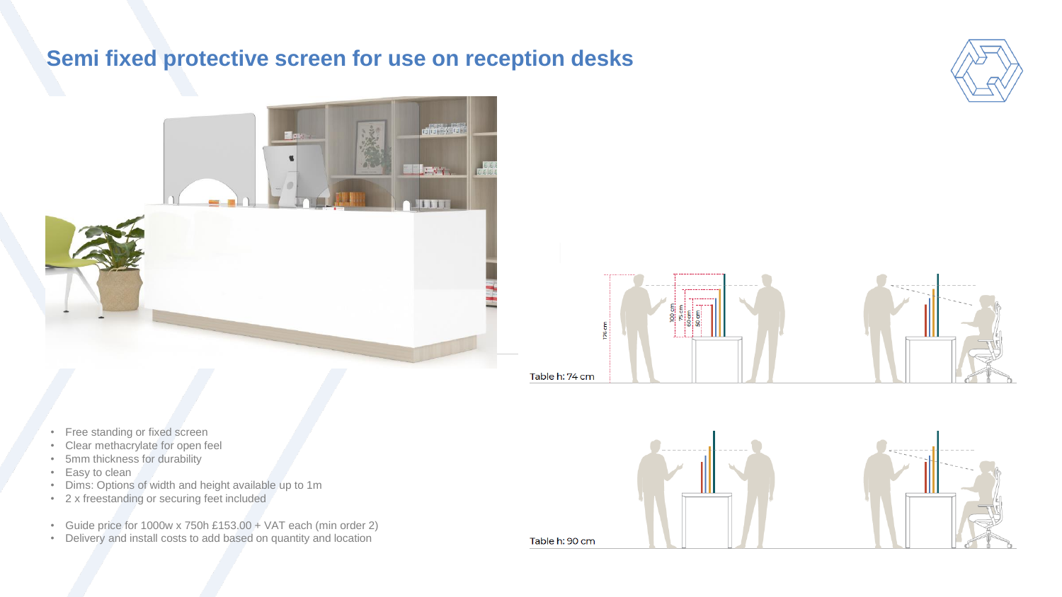# Semi fixed protective screen for use on reception desks

Table h: 74 cm

Table h: 90 cm

- Free standing or fixed screen
- Clear methacrylate for open feel
- 5mm thickness for durability
- Easy to clean
- Dims: Options of width and height available up to 1m
- 2 x freestanding or securing feet included

- Guide price for 1000w x 750h £153.00 + VAT each (min order 2)
- Delivery and install costs to add based on quantity and location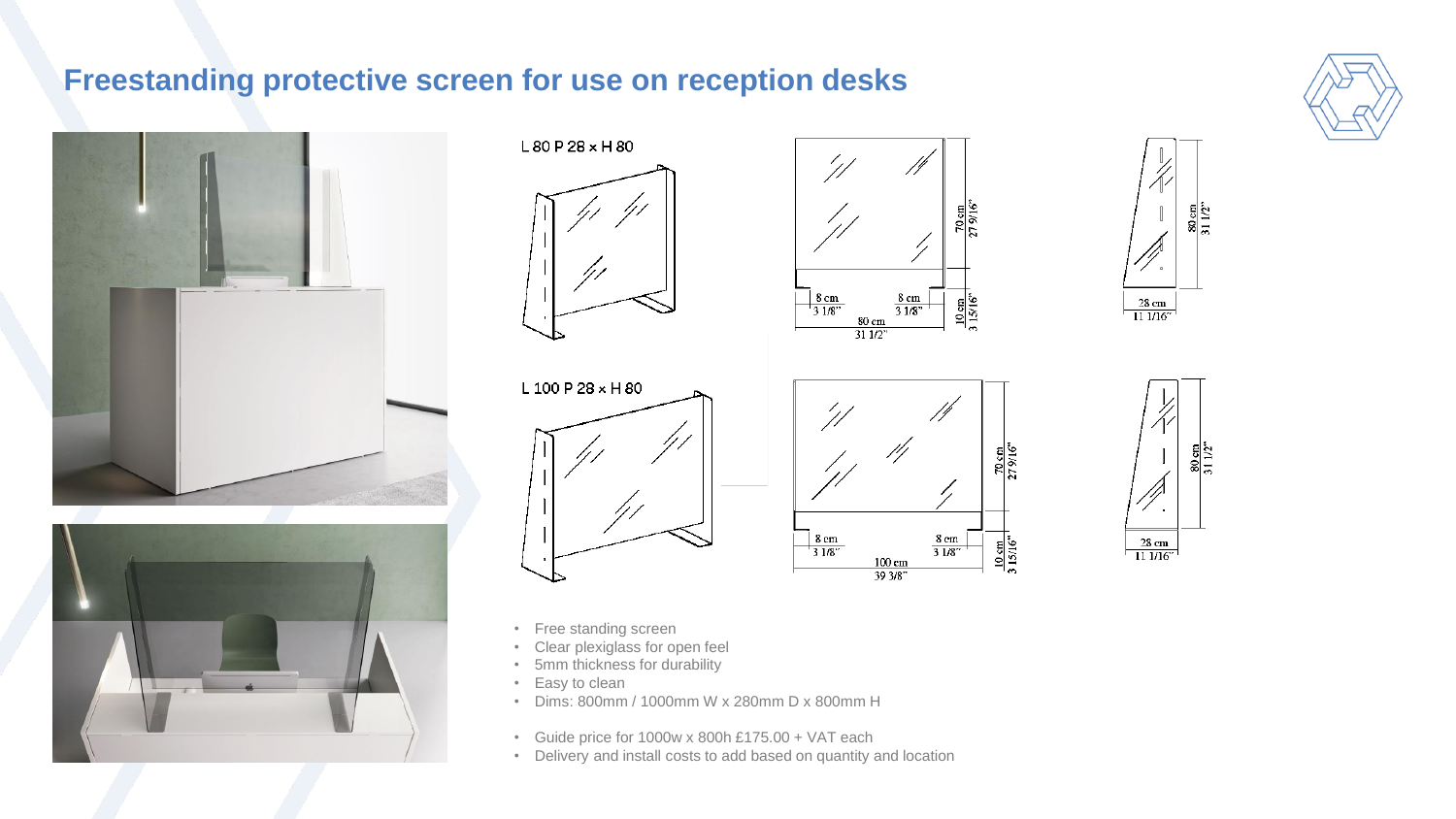# Freestanding protective screen for use on reception desks

L 80 P 28 x H 80

L 100 P 28 x H 80

- Free standing screen
- Clear plexiglass for open feel
- 5mm thickness for durability
- Easy to clean
- Dims: 800mm / 1000mm W x 280mm D x 800mm H

- Guide price for 1000w x 800h £175.00 + VAT each
- Delivery and install costs to add based on quantity and location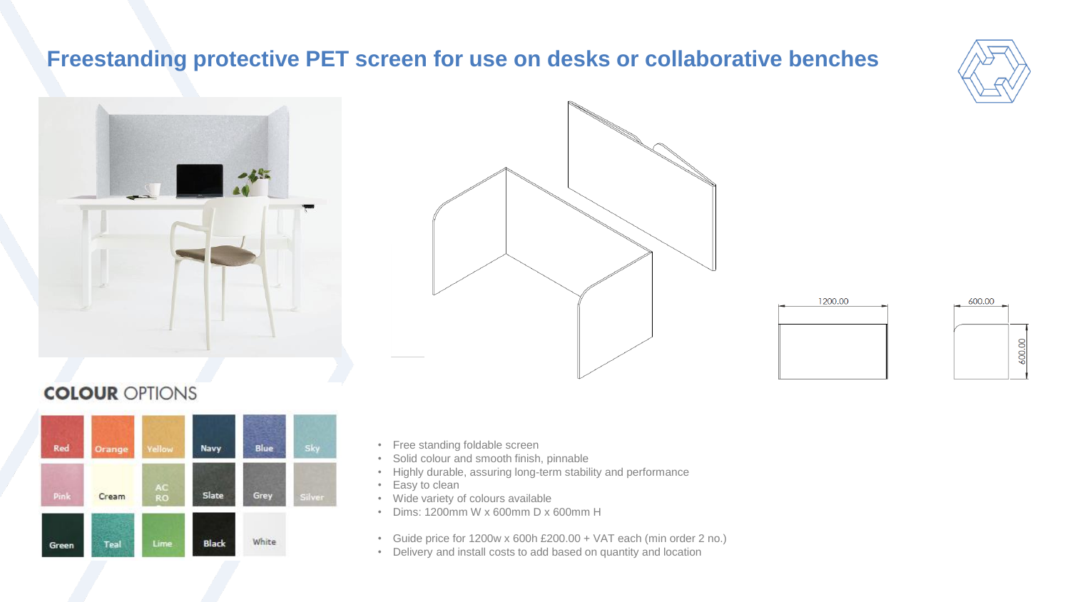# Freestanding protective PET screen for use on desks or collaborative benches

1200.00

600.00

600.00

## COLOUR OPTIONS

| Red | Orange | Yellow | Navy | Blue | Sky |
|---|---|---|---|---|---|
| Pink | Cream | AC RO | Slate | Grey | Silver |
| Green | Teal | Lime | Black | White | |

- Free standing foldable screen
- Solid colour and smooth finish, pinnable
- Highly durable, assuring long-term stability and performance
- Easy to clean
- Wide variety of colours available
- Dims: 1200mm W x 600mm D x 600mm H

- Guide price for 1200w x 600h £200.00 + VAT each (min order 2 no.)
- Delivery and install costs to add based on quantity and location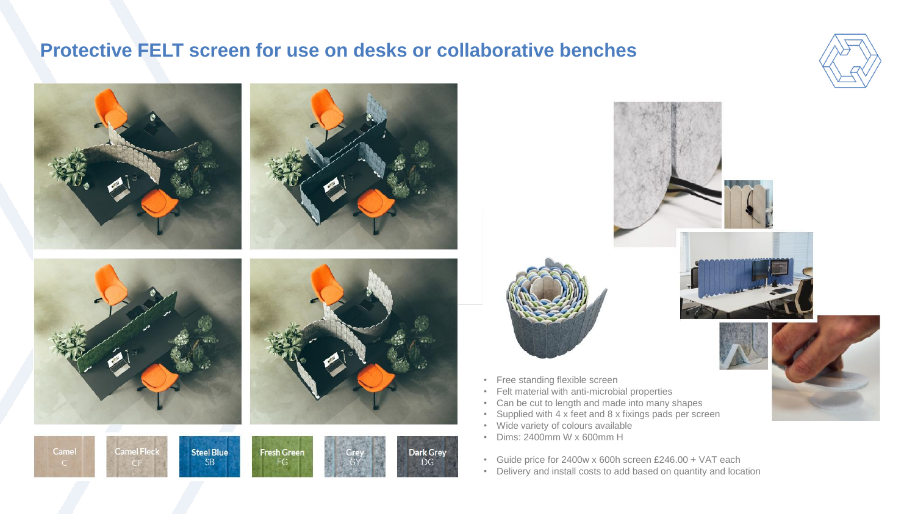# Protective FELT screen for use on desks or collaborative benches

Camel C | Camel Fleck CF | Steel Blue SB | Fresh Green FG | Grey GY | Dark Grey DG

- Free standing flexible screen
- Felt material with anti-microbial properties
- Can be cut to length and made into many shapes
- Supplied with 4 x feet and 8 x fixings pads per screen
- Wide variety of colours available
- Dims: 2400mm W x 600mm H

- Guide price for 2400w x 600h screen £246.00 + VAT each
- Delivery and install costs to add based on quantity and location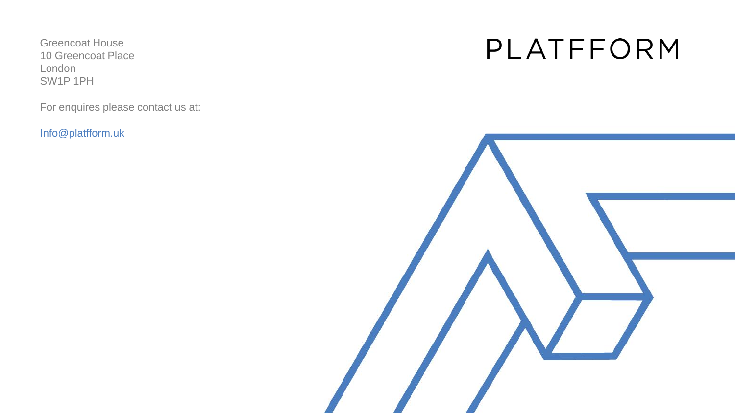Greencoat House
10 Greencoat Place
London
SW1P 1PH

For enquires please contact us at:

Info@platfform.uk

PLATFFORM